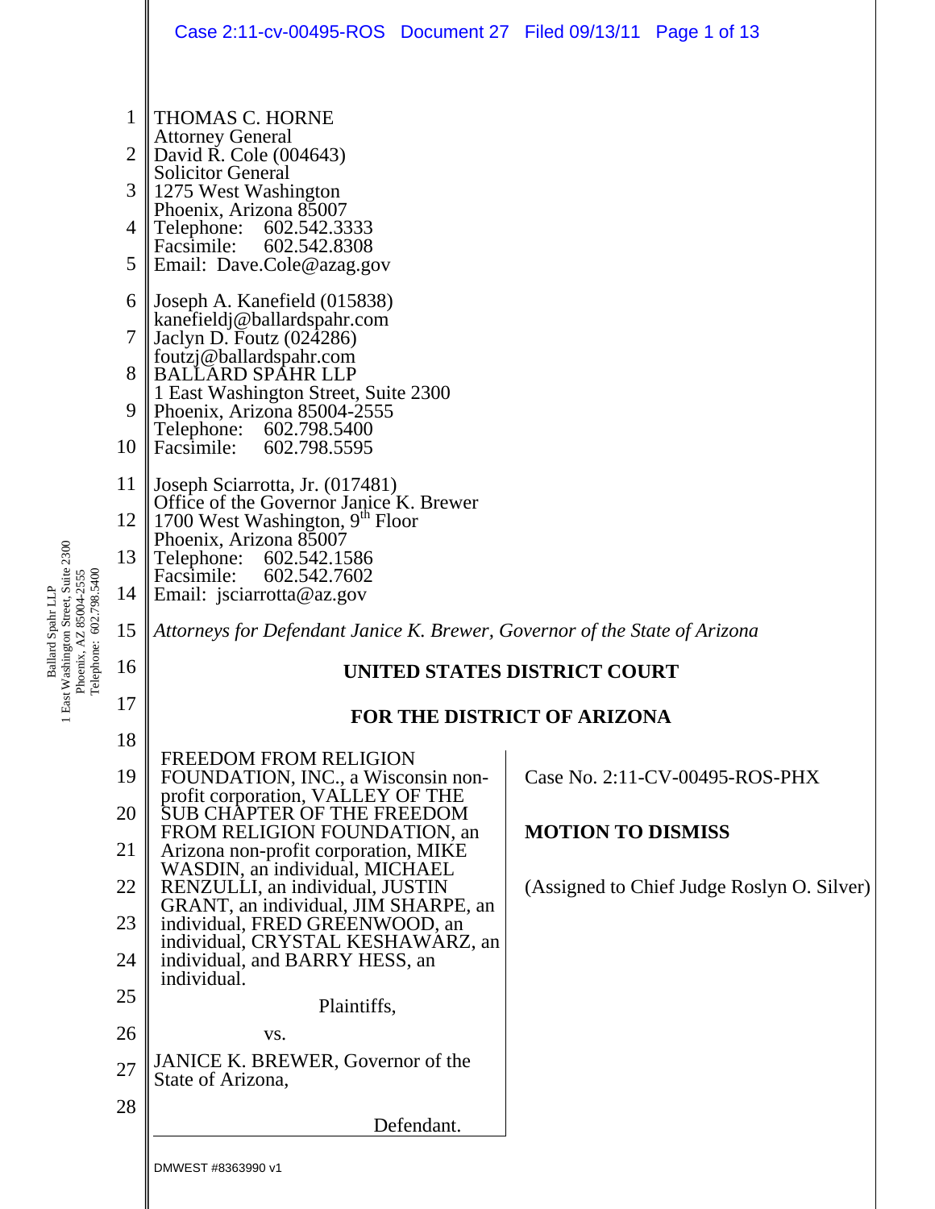THOMAS C. HORNE
Attorney General
David R. Cole (004643)
Solicitor General
1275 West Washington
Phoenix, Arizona 85007
Telephone: 602.542.3333
Facsimile: 602.542.8308
Email: Dave.Cole@azag.gov

Joseph A. Kanefield (015838)
kanefieldj@ballardspahr.com
Jaclyn D. Foutz (024286)
foutzj@ballardspahr.com
BALLARD SPAHR LLP
1 East Washington Street, Suite 2300
Phoenix, Arizona 85004-2555
Telephone: 602.798.5400
Facsimile: 602.798.5595

Joseph Sciarrotta, Jr. (017481)
Office of the Governor Janice K. Brewer
1700 West Washington, 9th Floor
Phoenix, Arizona 85007
Telephone: 602.542.1586
Facsimile: 602.542.7602
Email: jsciarrotta@az.gov

*Attorneys for Defendant Janice K. Brewer, Governor of the State of Arizona*

**UNITED STATES DISTRICT COURT**

**FOR THE DISTRICT OF ARIZONA**

FREEDOM FROM RELIGION FOUNDATION, INC., a Wisconsin non-profit corporation, VALLEY OF THE SUB CHAPTER OF THE FREEDOM FROM RELIGION FOUNDATION, an Arizona non-profit corporation, MIKE WASDIN, an individual, MICHAEL RENZULLI, an individual, JUSTIN GRANT, an individual, JIM SHARPE, an individual, FRED GREENWOOD, an individual, CRYSTAL KESHAWARZ, an individual, and BARRY HESS, an individual.

Plaintiffs,

vs.

JANICE K. BREWER, Governor of the State of Arizona,

Defendant.

Case No. 2:11-CV-00495-ROS-PHX

**MOTION TO DISMISS**

(Assigned to Chief Judge Roslyn O. Silver)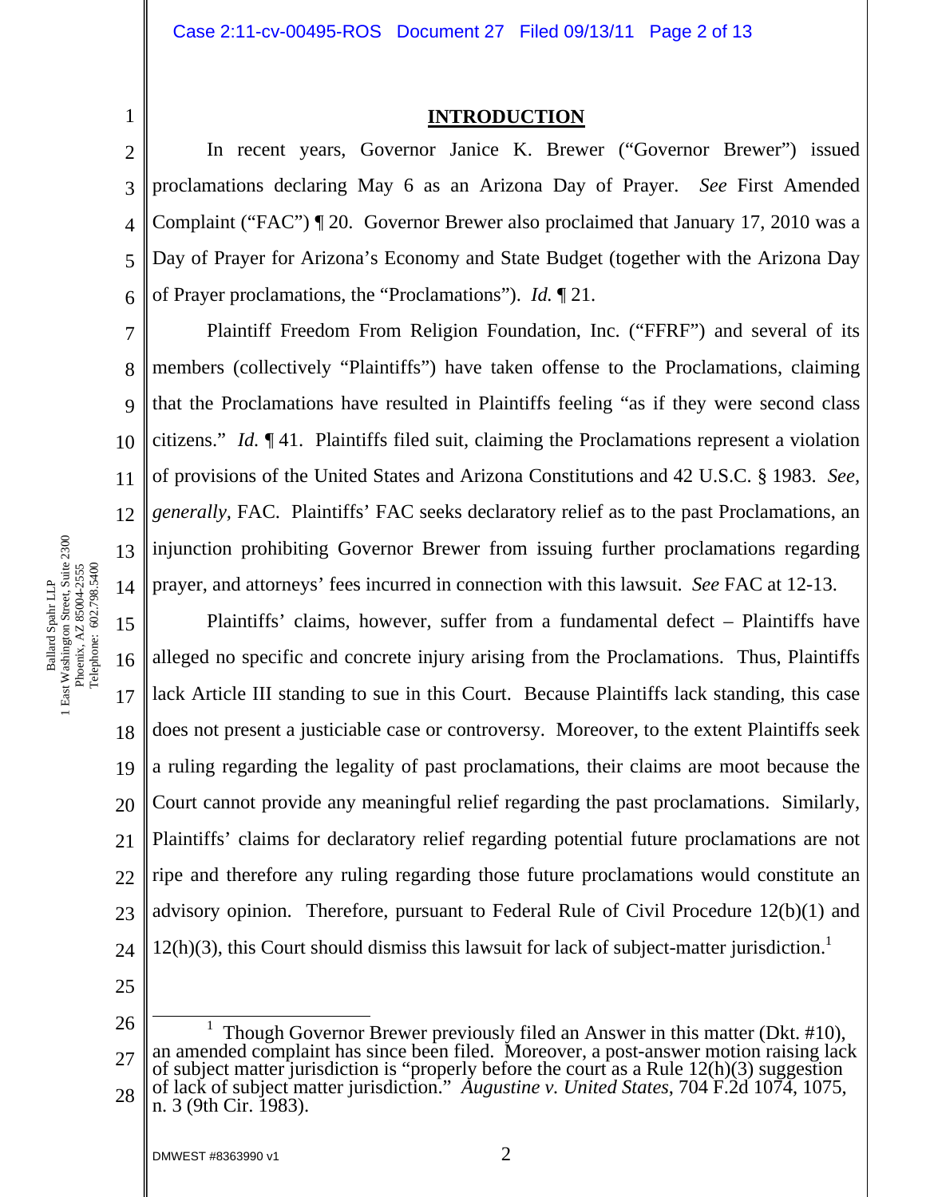## INTRODUCTION

In recent years, Governor Janice K. Brewer ("Governor Brewer") issued proclamations declaring May 6 as an Arizona Day of Prayer. *See* First Amended Complaint ("FAC") ¶ 20. Governor Brewer also proclaimed that January 17, 2010 was a Day of Prayer for Arizona's Economy and State Budget (together with the Arizona Day of Prayer proclamations, the "Proclamations"). *Id.* ¶ 21.

Plaintiff Freedom From Religion Foundation, Inc. ("FFRF") and several of its members (collectively "Plaintiffs") have taken offense to the Proclamations, claiming that the Proclamations have resulted in Plaintiffs feeling "as if they were second class citizens." *Id.* ¶ 41. Plaintiffs filed suit, claiming the Proclamations represent a violation of provisions of the United States and Arizona Constitutions and 42 U.S.C. § 1983. *See, generally,* FAC. Plaintiffs' FAC seeks declaratory relief as to the past Proclamations, an injunction prohibiting Governor Brewer from issuing further proclamations regarding prayer, and attorneys' fees incurred in connection with this lawsuit. *See* FAC at 12-13.

Plaintiffs' claims, however, suffer from a fundamental defect – Plaintiffs have alleged no specific and concrete injury arising from the Proclamations. Thus, Plaintiffs lack Article III standing to sue in this Court. Because Plaintiffs lack standing, this case does not present a justiciable case or controversy. Moreover, to the extent Plaintiffs seek a ruling regarding the legality of past proclamations, their claims are moot because the Court cannot provide any meaningful relief regarding the past proclamations. Similarly, Plaintiffs' claims for declaratory relief regarding potential future proclamations are not ripe and therefore any ruling regarding those future proclamations would constitute an advisory opinion. Therefore, pursuant to Federal Rule of Civil Procedure 12(b)(1) and 12(h)(3), this Court should dismiss this lawsuit for lack of subject-matter jurisdiction.[1]

---

[1] Though Governor Brewer previously filed an Answer in this matter (Dkt. #10), an amended complaint has since been filed. Moreover, a post-answer motion raising lack of subject matter jurisdiction is "properly before the court as a Rule 12(h)(3) suggestion of lack of subject matter jurisdiction." *Augustine v. United States*, 704 F.2d 1074, 1075, n. 3 (9th Cir. 1983).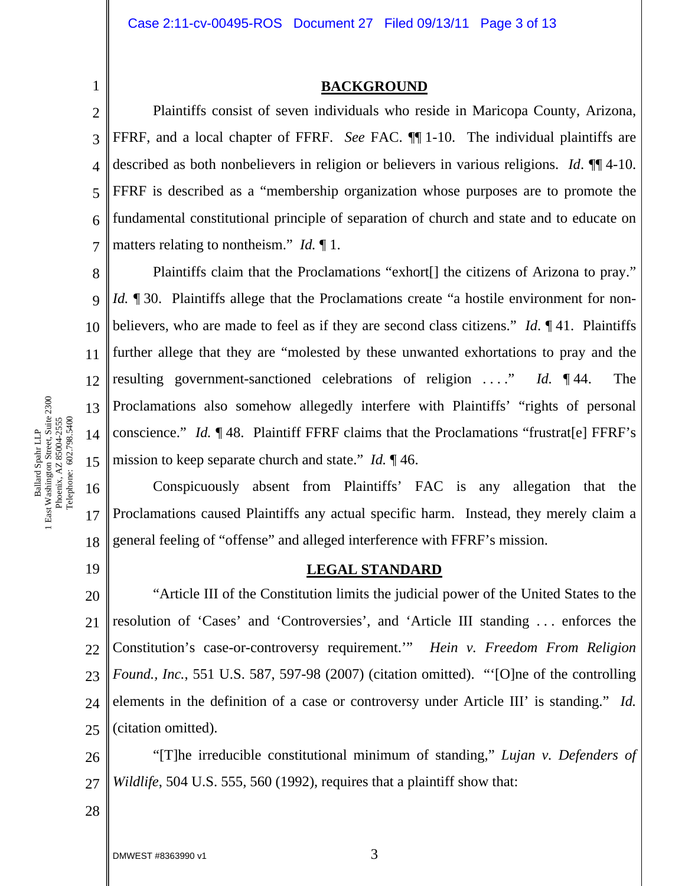## BACKGROUND

Plaintiffs consist of seven individuals who reside in Maricopa County, Arizona, FFRF, and a local chapter of FFRF. *See* FAC. ¶¶ 1-10. The individual plaintiffs are described as both nonbelievers in religion or believers in various religions. *Id*. ¶¶ 4-10. FFRF is described as a "membership organization whose purposes are to promote the fundamental constitutional principle of separation of church and state and to educate on matters relating to nontheism." *Id.* ¶ 1.

Plaintiffs claim that the Proclamations "exhort[] the citizens of Arizona to pray." *Id.* ¶ 30. Plaintiffs allege that the Proclamations create "a hostile environment for non-believers, who are made to feel as if they are second class citizens." *Id.* ¶ 41. Plaintiffs further allege that they are "molested by these unwanted exhortations to pray and the resulting government-sanctioned celebrations of religion . . . ." *Id.* ¶ 44. The Proclamations also somehow allegedly interfere with Plaintiffs' "rights of personal conscience." *Id.* ¶ 48. Plaintiff FFRF claims that the Proclamations "frustrat[e] FFRF's mission to keep separate church and state." *Id.* ¶ 46.

Conspicuously absent from Plaintiffs' FAC is any allegation that the Proclamations caused Plaintiffs any actual specific harm. Instead, they merely claim a general feeling of "offense" and alleged interference with FFRF's mission.

## LEGAL STANDARD

"Article III of the Constitution limits the judicial power of the United States to the resolution of 'Cases' and 'Controversies', and 'Article III standing . . . enforces the Constitution's case-or-controversy requirement.'" *Hein v. Freedom From Religion Found., Inc.*, 551 U.S. 587, 597-98 (2007) (citation omitted). "'[O]ne of the controlling elements in the definition of a case or controversy under Article III' is standing." *Id.* (citation omitted).

"[T]he irreducible constitutional minimum of standing," *Lujan v. Defenders of Wildlife*, 504 U.S. 555, 560 (1992), requires that a plaintiff show that: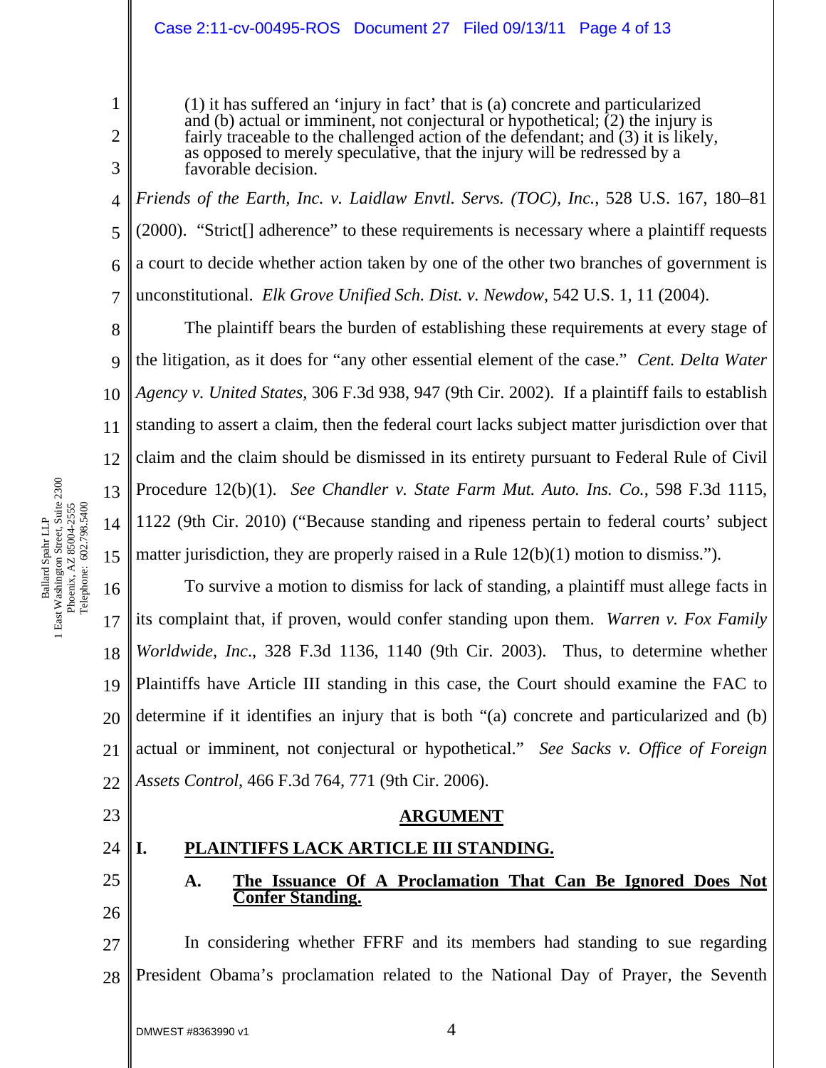> (1) it has suffered an 'injury in fact' that is (a) concrete and particularized and (b) actual or imminent, not conjectural or hypothetical; (2) the injury is fairly traceable to the challenged action of the defendant; and (3) it is likely, as opposed to merely speculative, that the injury will be redressed by a favorable decision.

*Friends of the Earth, Inc. v. Laidlaw Envtl. Servs. (TOC), Inc.*, 528 U.S. 167, 180–81 (2000). "Strict[] adherence" to these requirements is necessary where a plaintiff requests a court to decide whether action taken by one of the other two branches of government is unconstitutional. *Elk Grove Unified Sch. Dist. v. Newdow*, 542 U.S. 1, 11 (2004).

The plaintiff bears the burden of establishing these requirements at every stage of the litigation, as it does for "any other essential element of the case." *Cent. Delta Water Agency v. United States*, 306 F.3d 938, 947 (9th Cir. 2002). If a plaintiff fails to establish standing to assert a claim, then the federal court lacks subject matter jurisdiction over that claim and the claim should be dismissed in its entirety pursuant to Federal Rule of Civil Procedure 12(b)(1). *See Chandler v. State Farm Mut. Auto. Ins. Co.*, 598 F.3d 1115, 1122 (9th Cir. 2010) ("Because standing and ripeness pertain to federal courts' subject matter jurisdiction, they are properly raised in a Rule 12(b)(1) motion to dismiss.").

To survive a motion to dismiss for lack of standing, a plaintiff must allege facts in its complaint that, if proven, would confer standing upon them. *Warren v. Fox Family Worldwide, Inc*., 328 F.3d 1136, 1140 (9th Cir. 2003). Thus, to determine whether Plaintiffs have Article III standing in this case, the Court should examine the FAC to determine if it identifies an injury that is both "(a) concrete and particularized and (b) actual or imminent, not conjectural or hypothetical." *See Sacks v. Office of Foreign Assets Control*, 466 F.3d 764, 771 (9th Cir. 2006).

## ARGUMENT

### I. PLAINTIFFS LACK ARTICLE III STANDING.

#### A. The Issuance Of A Proclamation That Can Be Ignored Does Not Confer Standing.

In considering whether FFRF and its members had standing to sue regarding President Obama's proclamation related to the National Day of Prayer, the Seventh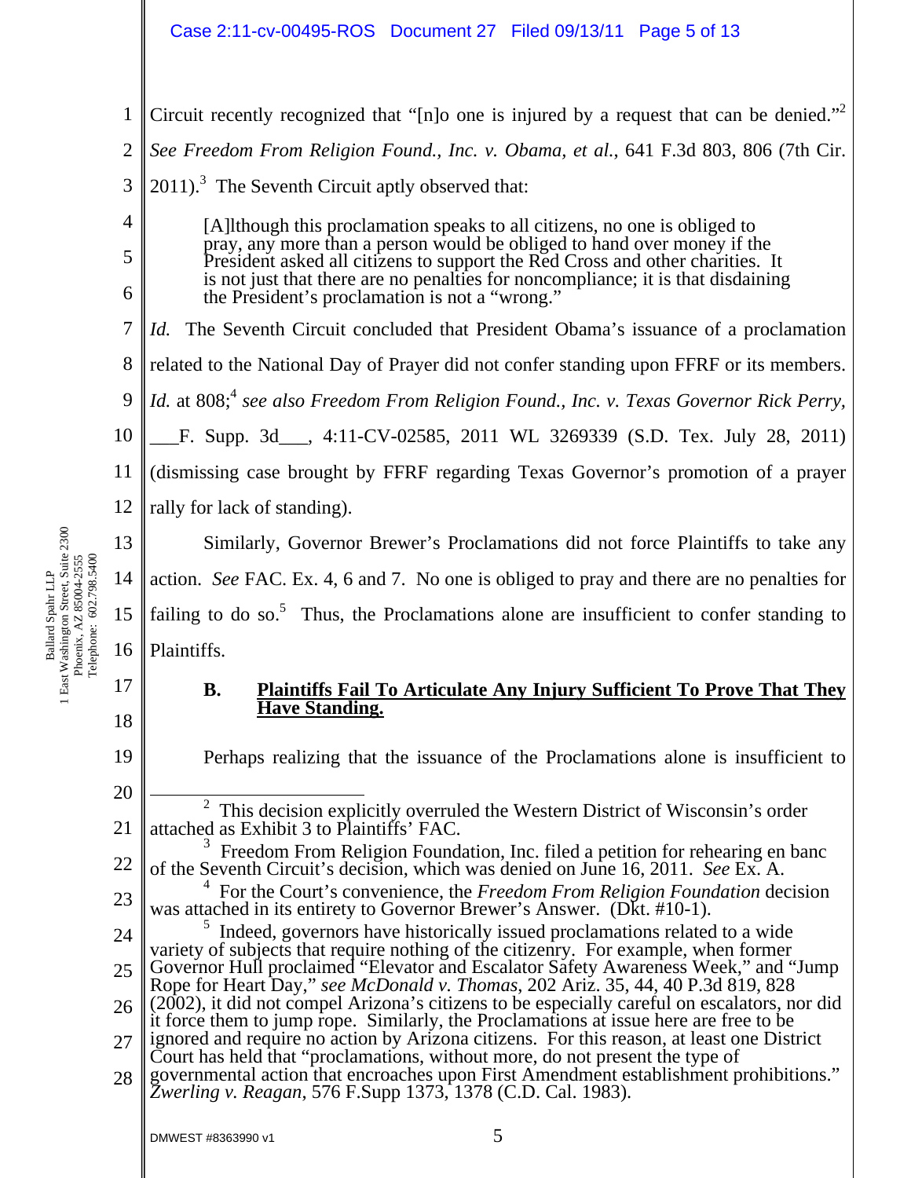Circuit recently recognized that "[n]o one is injured by a request that can be denied."[2] *See Freedom From Religion Found., Inc. v. Obama, et al.*, 641 F.3d 803, 806 (7th Cir. 2011).[3] The Seventh Circuit aptly observed that:

> [A]lthough this proclamation speaks to all citizens, no one is obliged to pray, any more than a person would be obliged to hand over money if the President asked all citizens to support the Red Cross and other charities. It is not just that there are no penalties for noncompliance; it is that disdaining the President's proclamation is not a "wrong."

*Id.* The Seventh Circuit concluded that President Obama's issuance of a proclamation related to the National Day of Prayer did not confer standing upon FFRF or its members. *Id.* at 808;[4] *see also Freedom From Religion Found., Inc. v. Texas Governor Rick Perry*, ___F. Supp. 3d___, 4:11-CV-02585, 2011 WL 3269339 (S.D. Tex. July 28, 2011) (dismissing case brought by FFRF regarding Texas Governor's promotion of a prayer rally for lack of standing).

Similarly, Governor Brewer's Proclamations did not force Plaintiffs to take any action. *See* FAC. Ex. 4, 6 and 7. No one is obliged to pray and there are no penalties for failing to do so.[5] Thus, the Proclamations alone are insufficient to confer standing to Plaintiffs.

### B. Plaintiffs Fail To Articulate Any Injury Sufficient To Prove That They Have Standing.

Perhaps realizing that the issuance of the Proclamations alone is insufficient to

---

[2] This decision explicitly overruled the Western District of Wisconsin's order attached as Exhibit 3 to Plaintiffs' FAC.

[3] Freedom From Religion Foundation, Inc. filed a petition for rehearing en banc of the Seventh Circuit's decision, which was denied on June 16, 2011. *See* Ex. A.

[4] For the Court's convenience, the *Freedom From Religion Foundation* decision was attached in its entirety to Governor Brewer's Answer. (Dkt. #10-1).

[5] Indeed, governors have historically issued proclamations related to a wide variety of subjects that require nothing of the citizenry. For example, when former Governor Hull proclaimed "Elevator and Escalator Safety Awareness Week," and "Jump Rope for Heart Day," *see McDonald v. Thomas*, 202 Ariz. 35, 44, 40 P.3d 819, 828 (2002), it did not compel Arizona's citizens to be especially careful on escalators, nor did it force them to jump rope. Similarly, the Proclamations at issue here are free to be ignored and require no action by Arizona citizens. For this reason, at least one District Court has held that "proclamations, without more, do not present the type of governmental action that encroaches upon First Amendment establishment prohibitions." *Zwerling v. Reagan*, 576 F.Supp 1373, 1378 (C.D. Cal. 1983).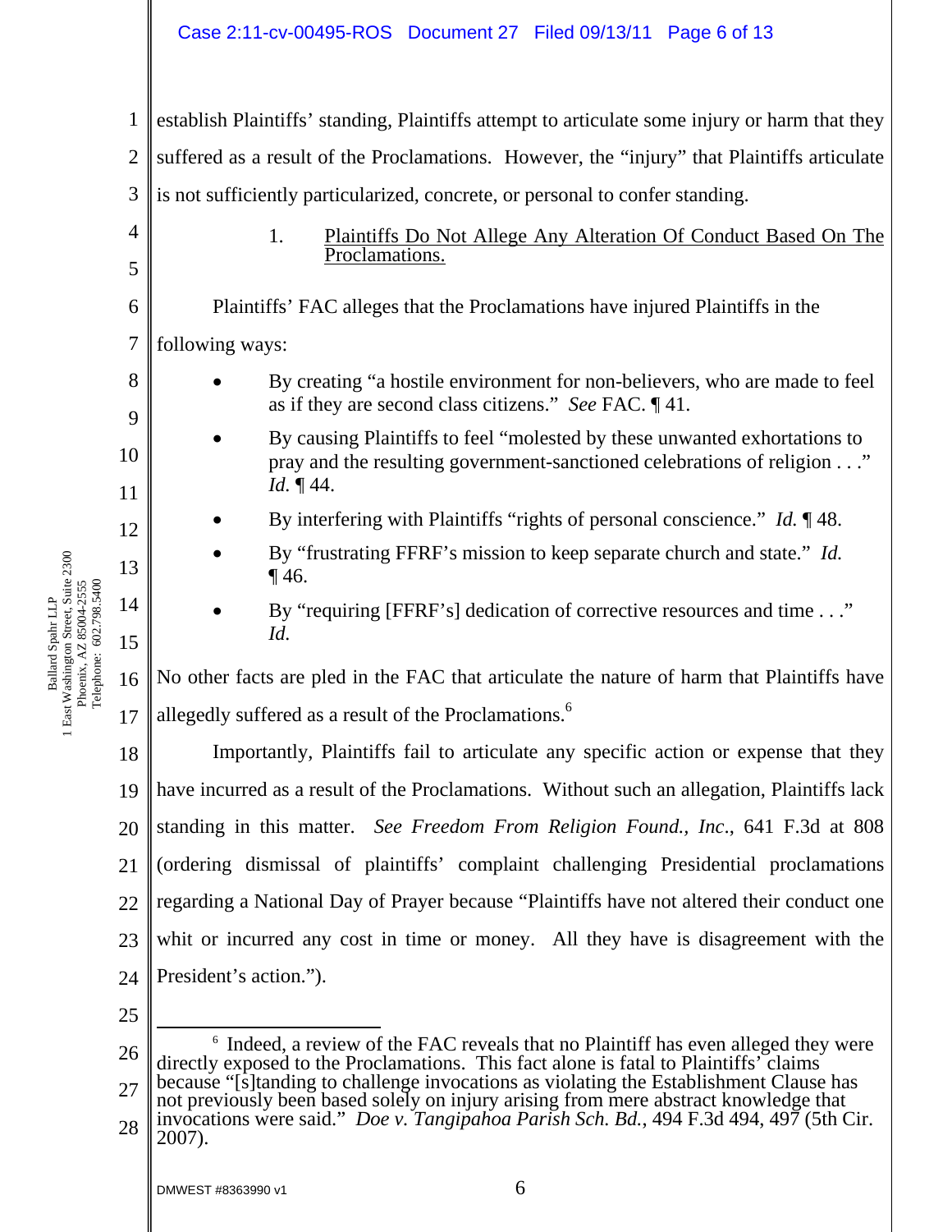establish Plaintiffs' standing, Plaintiffs attempt to articulate some injury or harm that they suffered as a result of the Proclamations. However, the "injury" that Plaintiffs articulate is not sufficiently particularized, concrete, or personal to confer standing.

### 1. Plaintiffs Do Not Allege Any Alteration Of Conduct Based On The Proclamations.

Plaintiffs' FAC alleges that the Proclamations have injured Plaintiffs in the following ways:

- By creating "a hostile environment for non-believers, who are made to feel as if they are second class citizens." *See* FAC. ¶ 41.
- By causing Plaintiffs to feel "molested by these unwanted exhortations to pray and the resulting government-sanctioned celebrations of religion . . ." *Id.* ¶ 44.
- By interfering with Plaintiffs "rights of personal conscience." *Id.* ¶ 48.
- By "frustrating FFRF's mission to keep separate church and state." *Id.* ¶ 46.
- By "requiring [FFRF's] dedication of corrective resources and time . . ." *Id.*

No other facts are pled in the FAC that articulate the nature of harm that Plaintiffs have allegedly suffered as a result of the Proclamations.[6]

Importantly, Plaintiffs fail to articulate any specific action or expense that they have incurred as a result of the Proclamations. Without such an allegation, Plaintiffs lack standing in this matter. *See Freedom From Religion Found., Inc.*, 641 F.3d at 808 (ordering dismissal of plaintiffs' complaint challenging Presidential proclamations regarding a National Day of Prayer because "Plaintiffs have not altered their conduct one whit or incurred any cost in time or money. All they have is disagreement with the President's action.").

---

[6] Indeed, a review of the FAC reveals that no Plaintiff has even alleged they were directly exposed to the Proclamations. This fact alone is fatal to Plaintiffs' claims because "[s]tanding to challenge invocations as violating the Establishment Clause has not previously been based solely on injury arising from mere abstract knowledge that invocations were said." *Doe v. Tangipahoa Parish Sch. Bd.*, 494 F.3d 494, 497 (5th Cir. 2007).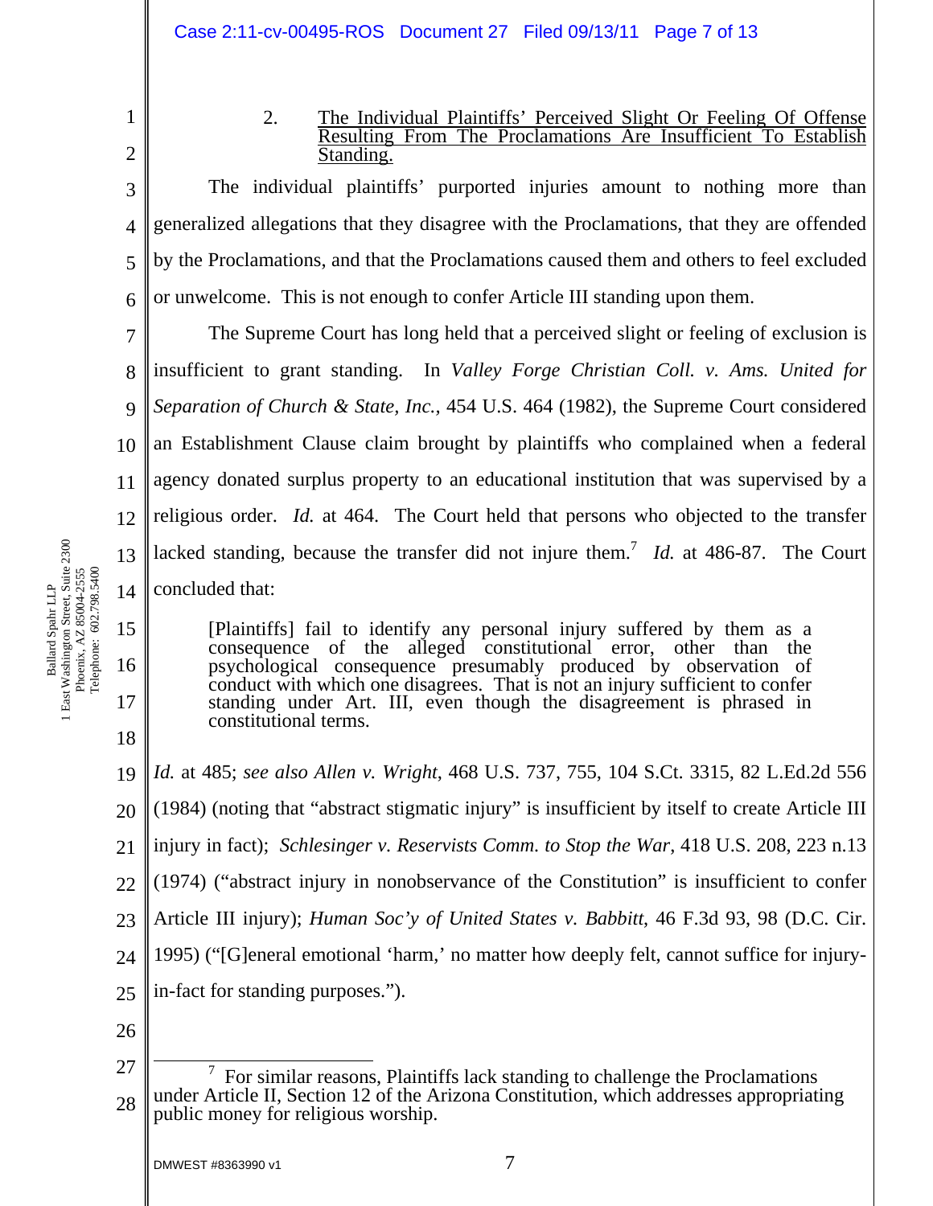### 2. The Individual Plaintiffs' Perceived Slight Or Feeling Of Offense Resulting From The Proclamations Are Insufficient To Establish Standing.

The individual plaintiffs' purported injuries amount to nothing more than generalized allegations that they disagree with the Proclamations, that they are offended by the Proclamations, and that the Proclamations caused them and others to feel excluded or unwelcome. This is not enough to confer Article III standing upon them.

The Supreme Court has long held that a perceived slight or feeling of exclusion is insufficient to grant standing. In *Valley Forge Christian Coll. v. Ams. United for Separation of Church & State, Inc.*, 454 U.S. 464 (1982), the Supreme Court considered an Establishment Clause claim brought by plaintiffs who complained when a federal agency donated surplus property to an educational institution that was supervised by a religious order. *Id.* at 464. The Court held that persons who objected to the transfer lacked standing, because the transfer did not injure them.[7] *Id.* at 486-87. The Court concluded that:

> [Plaintiffs] fail to identify any personal injury suffered by them as a consequence of the alleged constitutional error, other than the psychological consequence presumably produced by observation of conduct with which one disagrees. That is not an injury sufficient to confer standing under Art. III, even though the disagreement is phrased in constitutional terms.

*Id.* at 485; *see also Allen v. Wright*, 468 U.S. 737, 755, 104 S.Ct. 3315, 82 L.Ed.2d 556 (1984) (noting that "abstract stigmatic injury" is insufficient by itself to create Article III injury in fact); *Schlesinger v. Reservists Comm. to Stop the War*, 418 U.S. 208, 223 n.13 (1974) ("abstract injury in nonobservance of the Constitution" is insufficient to confer Article III injury); *Human Soc'y of United States v. Babbitt*, 46 F.3d 93, 98 (D.C. Cir. 1995) ("[G]eneral emotional 'harm,' no matter how deeply felt, cannot suffice for injury-in-fact for standing purposes.").

---

[7] For similar reasons, Plaintiffs lack standing to challenge the Proclamations under Article II, Section 12 of the Arizona Constitution, which addresses appropriating public money for religious worship.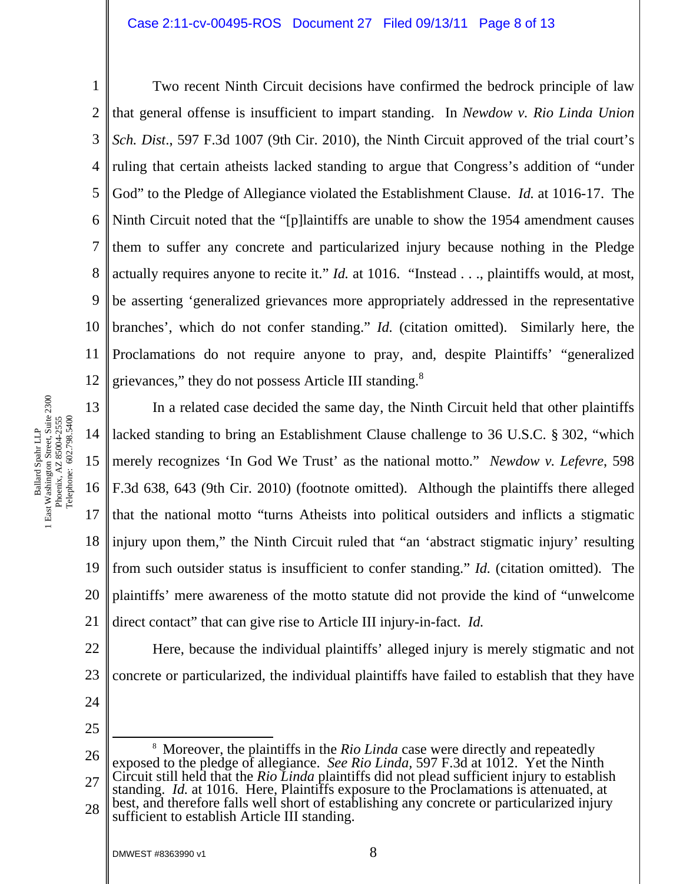Two recent Ninth Circuit decisions have confirmed the bedrock principle of law that general offense is insufficient to impart standing. In *Newdow v. Rio Linda Union Sch. Dist.*, 597 F.3d 1007 (9th Cir. 2010), the Ninth Circuit approved of the trial court's ruling that certain atheists lacked standing to argue that Congress's addition of "under God" to the Pledge of Allegiance violated the Establishment Clause. *Id.* at 1016-17. The Ninth Circuit noted that the "[p]laintiffs are unable to show the 1954 amendment causes them to suffer any concrete and particularized injury because nothing in the Pledge actually requires anyone to recite it." *Id.* at 1016. "Instead . . ., plaintiffs would, at most, be asserting 'generalized grievances more appropriately addressed in the representative branches', which do not confer standing." *Id.* (citation omitted). Similarly here, the Proclamations do not require anyone to pray, and, despite Plaintiffs' "generalized grievances," they do not possess Article III standing.[8]

In a related case decided the same day, the Ninth Circuit held that other plaintiffs lacked standing to bring an Establishment Clause challenge to 36 U.S.C. § 302, "which merely recognizes 'In God We Trust' as the national motto." *Newdow v. Lefevre*, 598 F.3d 638, 643 (9th Cir. 2010) (footnote omitted). Although the plaintiffs there alleged that the national motto "turns Atheists into political outsiders and inflicts a stigmatic injury upon them," the Ninth Circuit ruled that "an 'abstract stigmatic injury' resulting from such outsider status is insufficient to confer standing." *Id.* (citation omitted). The plaintiffs' mere awareness of the motto statute did not provide the kind of "unwelcome direct contact" that can give rise to Article III injury-in-fact. *Id.*

Here, because the individual plaintiffs' alleged injury is merely stigmatic and not concrete or particularized, the individual plaintiffs have failed to establish that they have

---

[8] Moreover, the plaintiffs in the *Rio Linda* case were directly and repeatedly exposed to the pledge of allegiance. *See Rio Linda*, 597 F.3d at 1012. Yet the Ninth Circuit still held that the *Rio Linda* plaintiffs did not plead sufficient injury to establish standing. *Id.* at 1016. Here, Plaintiffs exposure to the Proclamations is attenuated, at best, and therefore falls well short of establishing any concrete or particularized injury sufficient to establish Article III standing.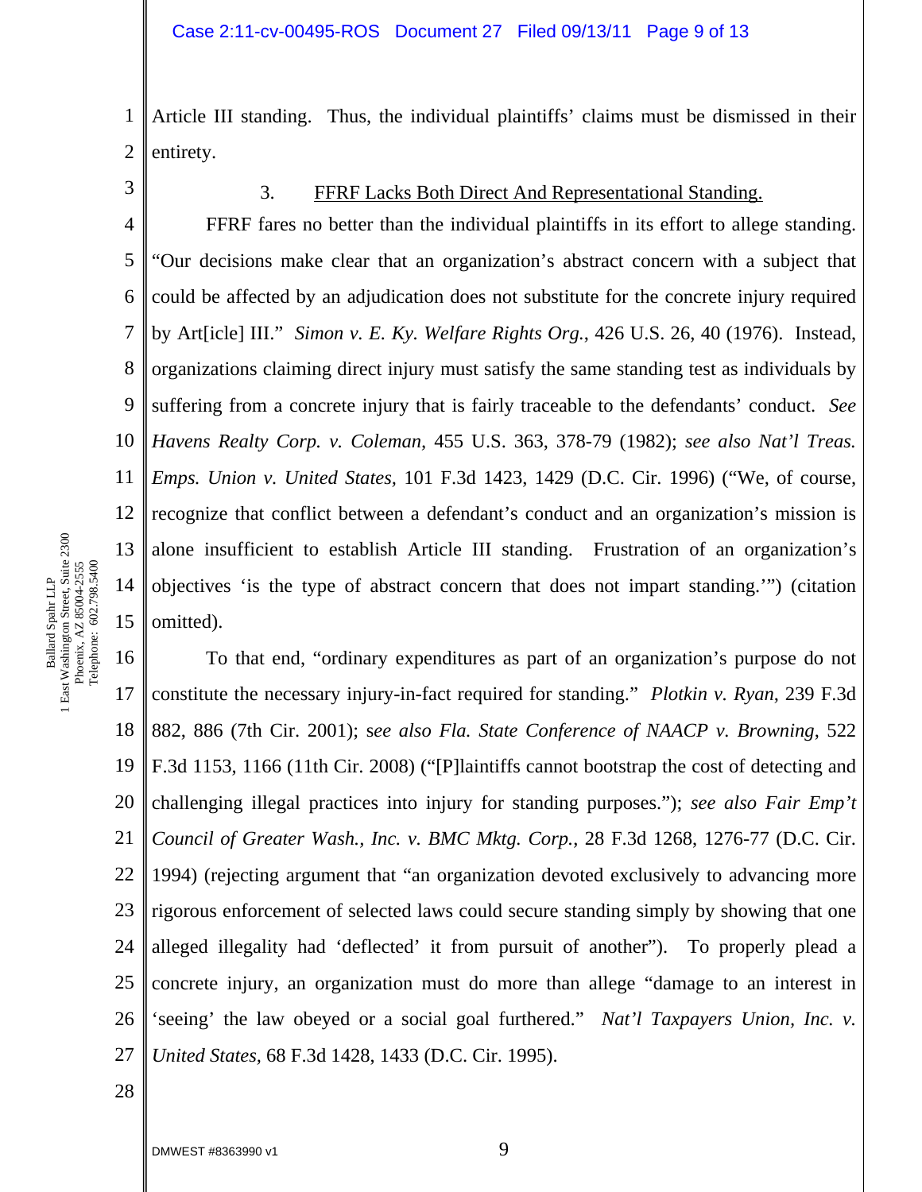Article III standing. Thus, the individual plaintiffs' claims must be dismissed in their entirety.

3. FFRF Lacks Both Direct And Representational Standing.

FFRF fares no better than the individual plaintiffs in its effort to allege standing. "Our decisions make clear that an organization's abstract concern with a subject that could be affected by an adjudication does not substitute for the concrete injury required by Art[icle] III." *Simon v. E. Ky. Welfare Rights Org.*, 426 U.S. 26, 40 (1976). Instead, organizations claiming direct injury must satisfy the same standing test as individuals by suffering from a concrete injury that is fairly traceable to the defendants' conduct. *See Havens Realty Corp. v. Coleman*, 455 U.S. 363, 378-79 (1982); *see also Nat'l Treas. Emps. Union v. United States*, 101 F.3d 1423, 1429 (D.C. Cir. 1996) ("We, of course, recognize that conflict between a defendant's conduct and an organization's mission is alone insufficient to establish Article III standing. Frustration of an organization's objectives 'is the type of abstract concern that does not impart standing.'") (citation omitted).

To that end, "ordinary expenditures as part of an organization's purpose do not constitute the necessary injury-in-fact required for standing." *Plotkin v. Ryan*, 239 F.3d 882, 886 (7th Cir. 2001); *see also Fla. State Conference of NAACP v. Browning*, 522 F.3d 1153, 1166 (11th Cir. 2008) ("[P]laintiffs cannot bootstrap the cost of detecting and challenging illegal practices into injury for standing purposes."); *see also Fair Emp't Council of Greater Wash., Inc. v. BMC Mktg. Corp.*, 28 F.3d 1268, 1276-77 (D.C. Cir. 1994) (rejecting argument that "an organization devoted exclusively to advancing more rigorous enforcement of selected laws could secure standing simply by showing that one alleged illegality had 'deflected' it from pursuit of another"). To properly plead a concrete injury, an organization must do more than allege "damage to an interest in 'seeing' the law obeyed or a social goal furthered." *Nat'l Taxpayers Union, Inc. v. United States*, 68 F.3d 1428, 1433 (D.C. Cir. 1995).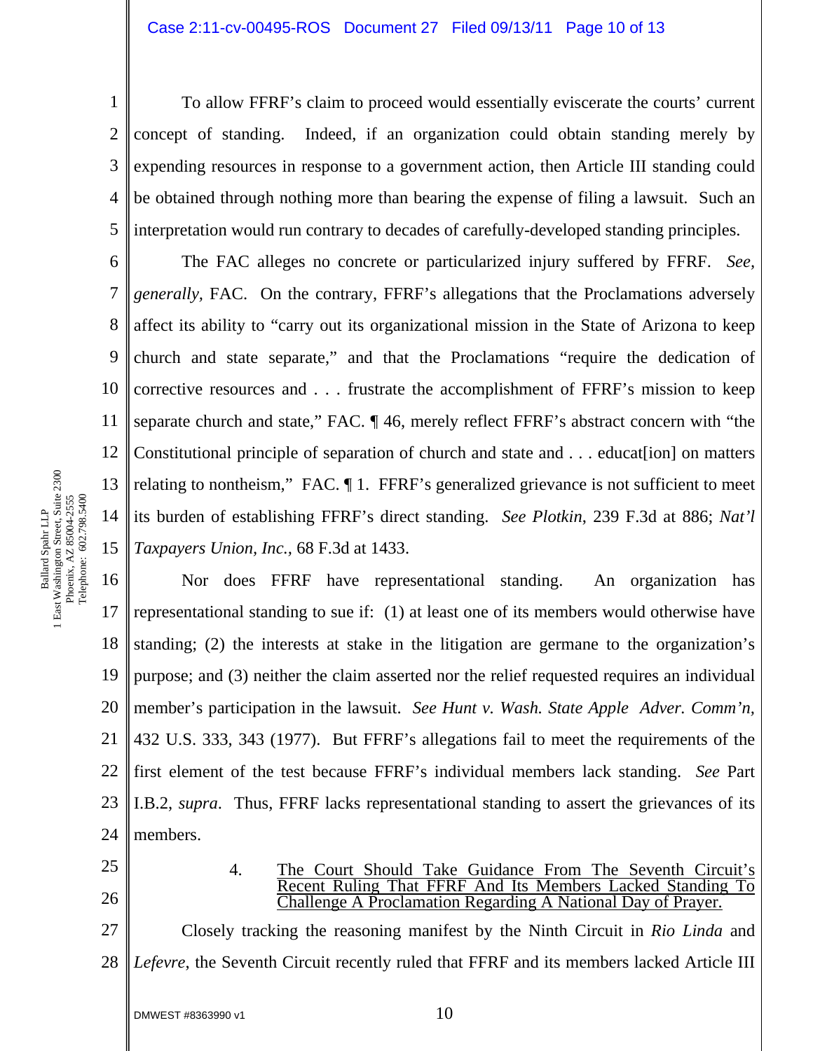To allow FFRF's claim to proceed would essentially eviscerate the courts' current concept of standing. Indeed, if an organization could obtain standing merely by expending resources in response to a government action, then Article III standing could be obtained through nothing more than bearing the expense of filing a lawsuit. Such an interpretation would run contrary to decades of carefully-developed standing principles.

The FAC alleges no concrete or particularized injury suffered by FFRF. *See, generally,* FAC. On the contrary, FFRF's allegations that the Proclamations adversely affect its ability to "carry out its organizational mission in the State of Arizona to keep church and state separate," and that the Proclamations "require the dedication of corrective resources and . . . frustrate the accomplishment of FFRF's mission to keep separate church and state," FAC. ¶ 46, merely reflect FFRF's abstract concern with "the Constitutional principle of separation of church and state and . . . educat[ion] on matters relating to nontheism," FAC. ¶ 1. FFRF's generalized grievance is not sufficient to meet its burden of establishing FFRF's direct standing. *See Plotkin*, 239 F.3d at 886; *Nat'l Taxpayers Union, Inc.*, 68 F.3d at 1433.

Nor does FFRF have representational standing. An organization has representational standing to sue if: (1) at least one of its members would otherwise have standing; (2) the interests at stake in the litigation are germane to the organization's purpose; and (3) neither the claim asserted nor the relief requested requires an individual member's participation in the lawsuit. *See Hunt v. Wash. State Apple Adver. Comm'n*, 432 U.S. 333, 343 (1977). But FFRF's allegations fail to meet the requirements of the first element of the test because FFRF's individual members lack standing. *See* Part I.B.2, *supra*. Thus, FFRF lacks representational standing to assert the grievances of its members.

4. <u>The Court Should Take Guidance From The Seventh Circuit's Recent Ruling That FFRF And Its Members Lacked Standing To Challenge A Proclamation Regarding A National Day of Prayer.</u>

Closely tracking the reasoning manifest by the Ninth Circuit in *Rio Linda* and *Lefevre*, the Seventh Circuit recently ruled that FFRF and its members lacked Article III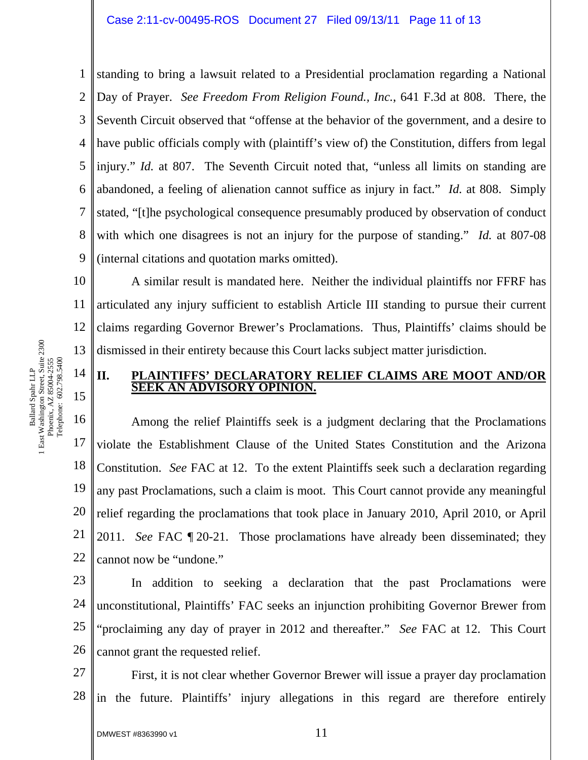standing to bring a lawsuit related to a Presidential proclamation regarding a National Day of Prayer. *See Freedom From Religion Found., Inc.*, 641 F.3d at 808. There, the Seventh Circuit observed that "offense at the behavior of the government, and a desire to have public officials comply with (plaintiff's view of) the Constitution, differs from legal injury." *Id.* at 807. The Seventh Circuit noted that, "unless all limits on standing are abandoned, a feeling of alienation cannot suffice as injury in fact." *Id.* at 808. Simply stated, "[t]he psychological consequence presumably produced by observation of conduct with which one disagrees is not an injury for the purpose of standing." *Id.* at 807-08 (internal citations and quotation marks omitted).

A similar result is mandated here. Neither the individual plaintiffs nor FFRF has articulated any injury sufficient to establish Article III standing to pursue their current claims regarding Governor Brewer's Proclamations. Thus, Plaintiffs' claims should be dismissed in their entirety because this Court lacks subject matter jurisdiction.

## II. PLAINTIFFS' DECLARATORY RELIEF CLAIMS ARE MOOT AND/OR SEEK AN ADVISORY OPINION.

Among the relief Plaintiffs seek is a judgment declaring that the Proclamations violate the Establishment Clause of the United States Constitution and the Arizona Constitution. *See* FAC at 12. To the extent Plaintiffs seek such a declaration regarding any past Proclamations, such a claim is moot. This Court cannot provide any meaningful relief regarding the proclamations that took place in January 2010, April 2010, or April 2011. *See* FAC ¶ 20-21. Those proclamations have already been disseminated; they cannot now be "undone."

In addition to seeking a declaration that the past Proclamations were unconstitutional, Plaintiffs' FAC seeks an injunction prohibiting Governor Brewer from "proclaiming any day of prayer in 2012 and thereafter." *See* FAC at 12. This Court cannot grant the requested relief.

First, it is not clear whether Governor Brewer will issue a prayer day proclamation in the future. Plaintiffs' injury allegations in this regard are therefore entirely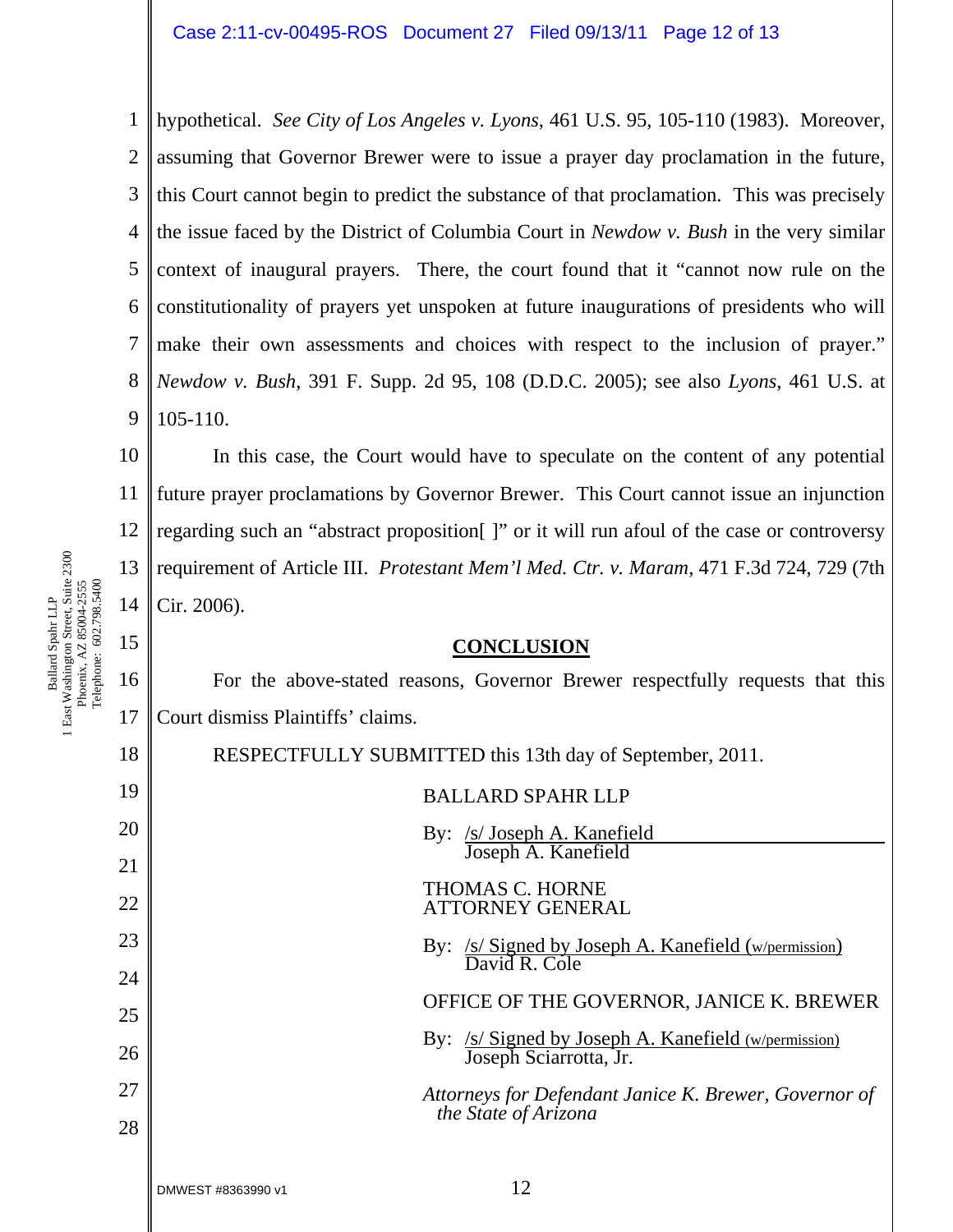hypothetical. *See City of Los Angeles v. Lyons*, 461 U.S. 95, 105-110 (1983). Moreover, assuming that Governor Brewer were to issue a prayer day proclamation in the future, this Court cannot begin to predict the substance of that proclamation. This was precisely the issue faced by the District of Columbia Court in *Newdow v. Bush* in the very similar context of inaugural prayers. There, the court found that it "cannot now rule on the constitutionality of prayers yet unspoken at future inaugurations of presidents who will make their own assessments and choices with respect to the inclusion of prayer." *Newdow v. Bush*, 391 F. Supp. 2d 95, 108 (D.D.C. 2005); see also *Lyons*, 461 U.S. at 105-110.

In this case, the Court would have to speculate on the content of any potential future prayer proclamations by Governor Brewer. This Court cannot issue an injunction regarding such an "abstract proposition[ ]" or it will run afoul of the case or controversy requirement of Article III. *Protestant Mem'l Med. Ctr. v. Maram*, 471 F.3d 724, 729 (7th Cir. 2006).

## CONCLUSION

For the above-stated reasons, Governor Brewer respectfully requests that this Court dismiss Plaintiffs' claims.

RESPECTFULLY SUBMITTED this 13th day of September, 2011.

BALLARD SPAHR LLP

By: /s/ Joseph A. Kanefield
Joseph A. Kanefield

THOMAS C. HORNE
ATTORNEY GENERAL

By: /s/ Signed by Joseph A. Kanefield (w/permission)
David R. Cole

OFFICE OF THE GOVERNOR, JANICE K. BREWER

By: /s/ Signed by Joseph A. Kanefield (w/permission)
Joseph Sciarrotta, Jr.

*Attorneys for Defendant Janice K. Brewer, Governor of the State of Arizona*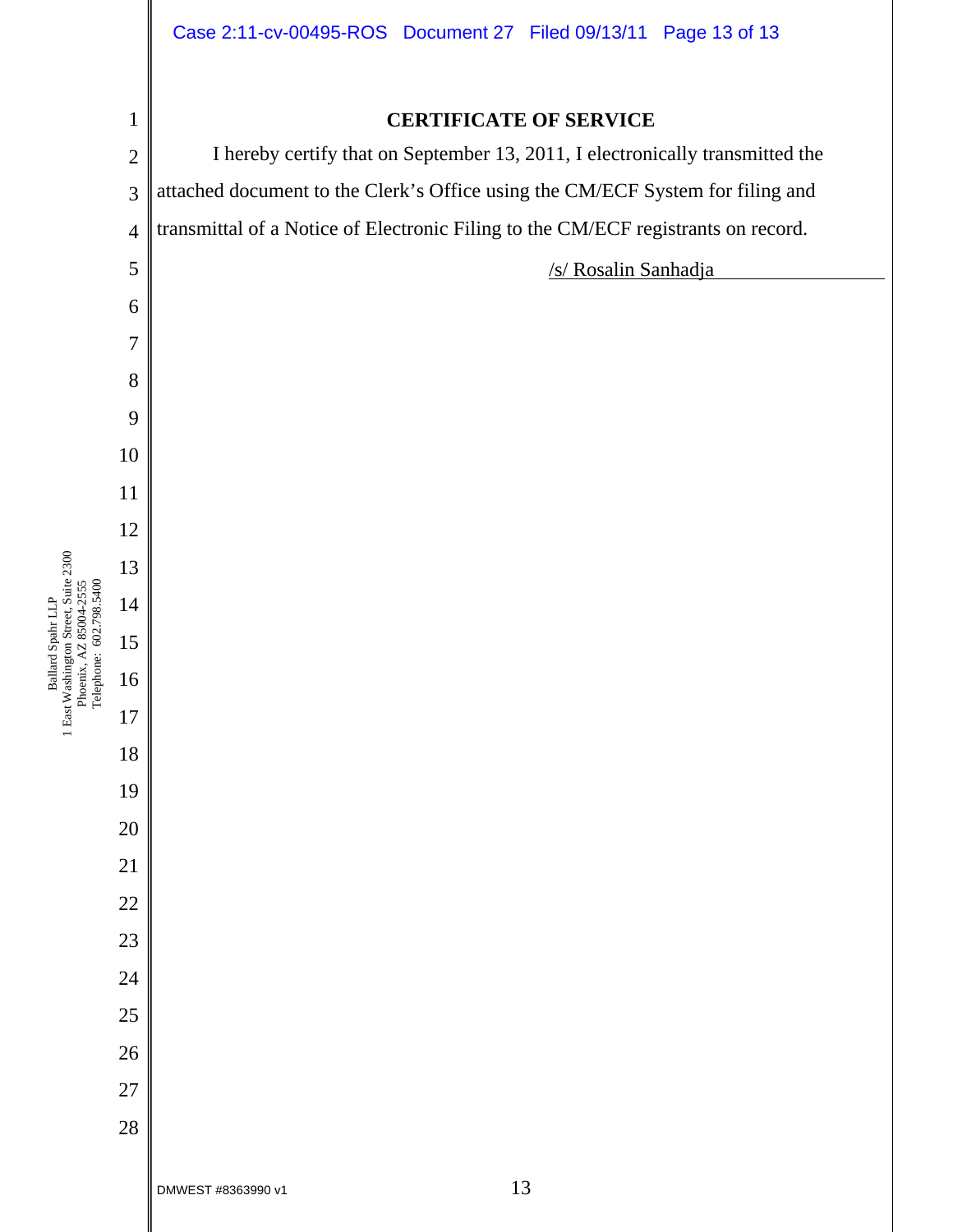## CERTIFICATE OF SERVICE

I hereby certify that on September 13, 2011, I electronically transmitted the attached document to the Clerk's Office using the CM/ECF System for filing and transmittal of a Notice of Electronic Filing to the CM/ECF registrants on record.

/s/ Rosalin Sanhadja

DMWEST #8363990 v1